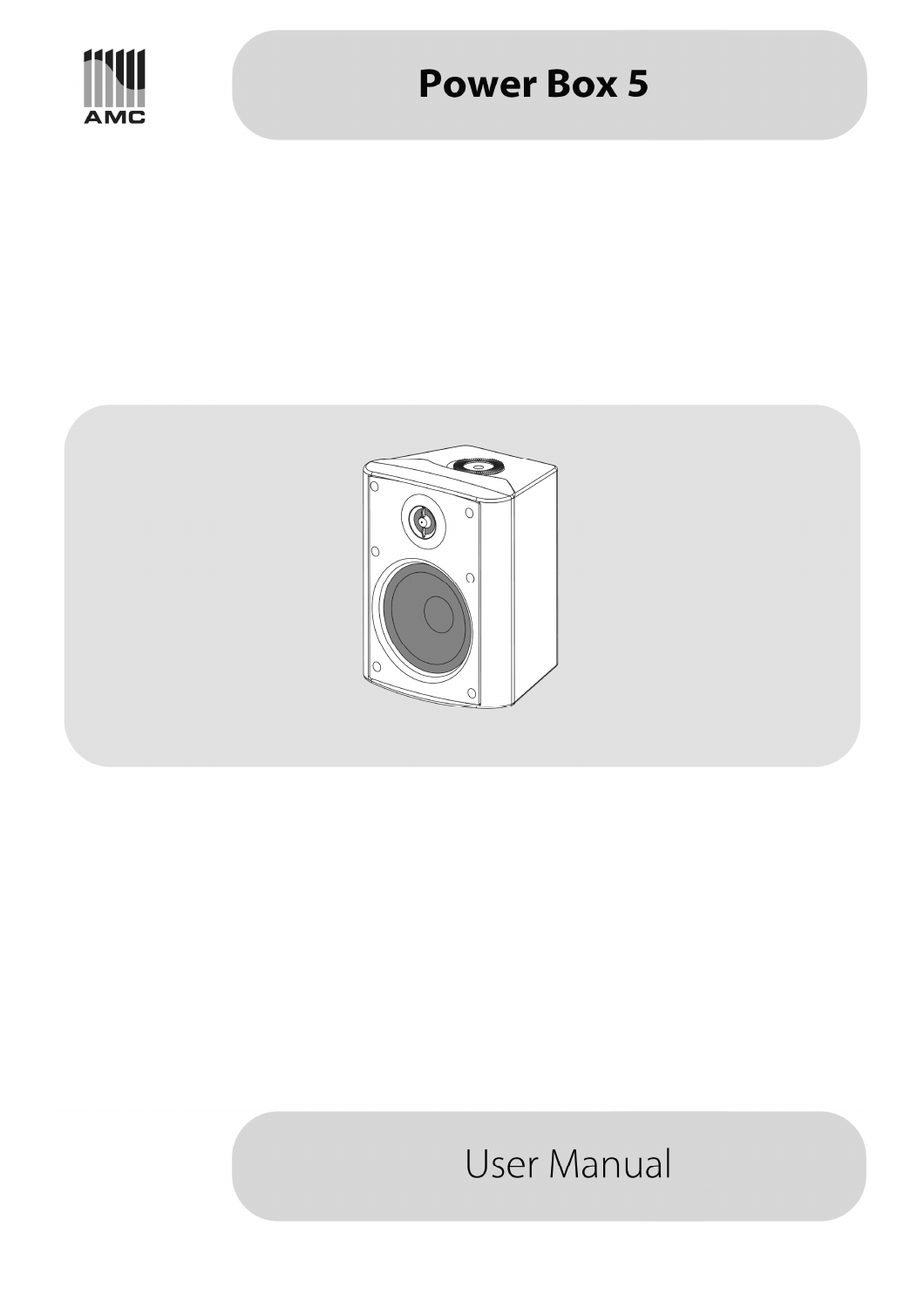AMC

# Power Box 5

User Manual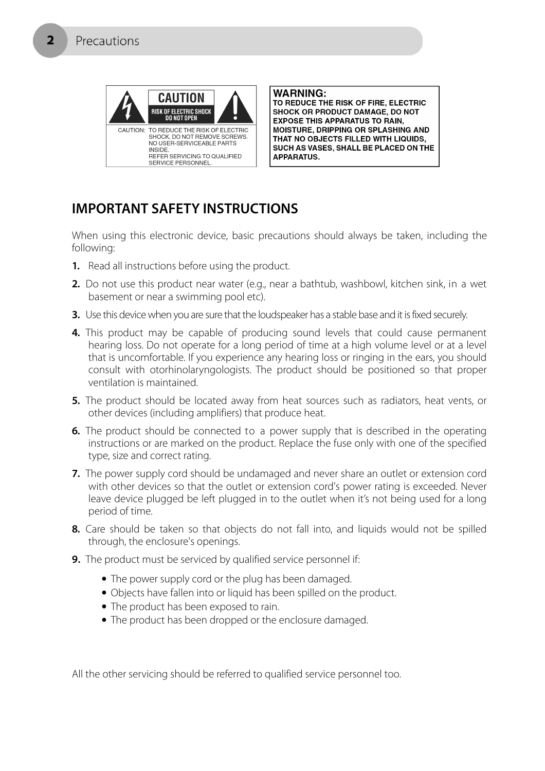CAUTION

RISK OF ELECTRIC SHOCK DO NOT OPEN

CAUTION: TO REDUCE THE RISK OF ELECTRIC SHOCK, DO NOT REMOVE SCREWS. NO USER-SERVICEABLE PARTS INSIDE. REFER SERVICING TO QUALIFIED SERVICE PERSONNEL.

**WARNING:**
**TO REDUCE THE RISK OF FIRE, ELECTRIC SHOCK OR PRODUCT DAMAGE, DO NOT EXPOSE THIS APPARATUS TO RAIN, MOISTURE, DRIPPING OR SPLASHING AND THAT NO OBJECTS FILLED WITH LIQUIDS, SUCH AS VASES, SHALL BE PLACED ON THE APPARATUS.**

## IMPORTANT SAFETY INSTRUCTIONS

When using this electronic device, basic precautions should always be taken, including the following:

1. Read all instructions before using the product.
2. Do not use this product near water (e.g., near a bathtub, washbowl, kitchen sink, in a wet basement or near a swimming pool etc).
3. Use this device when you are sure that the loudspeaker has a stable base and it is fixed securely.
4. This product may be capable of producing sound levels that could cause permanent hearing loss. Do not operate for a long period of time at a high volume level or at a level that is uncomfortable. If you experience any hearing loss or ringing in the ears, you should consult with otorhinolaryngologists. The product should be positioned so that proper ventilation is maintained.
5. The product should be located away from heat sources such as radiators, heat vents, or other devices (including amplifiers) that produce heat.
6. The product should be connected to a power supply that is described in the operating instructions or are marked on the product. Replace the fuse only with one of the specified type, size and correct rating.
7. The power supply cord should be undamaged and never share an outlet or extension cord with other devices so that the outlet or extension cord's power rating is exceeded. Never leave device plugged be left plugged in to the outlet when it's not being used for a long period of time.
8. Care should be taken so that objects do not fall into, and liquids would not be spilled through, the enclosure's openings.
9. The product must be serviced by qualified service personnel if:
    - The power supply cord or the plug has been damaged.
    - Objects have fallen into or liquid has been spilled on the product.
    - The product has been exposed to rain.
    - The product has been dropped or the enclosure damaged.

All the other servicing should be referred to qualified service personnel too.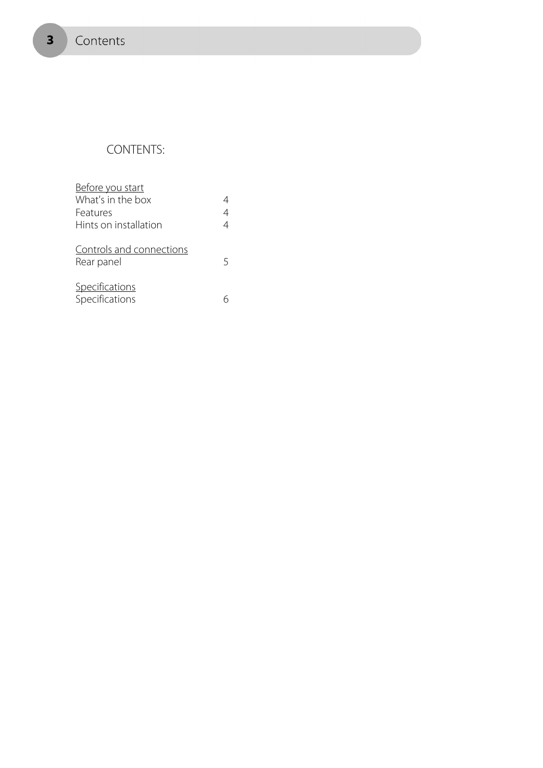# CONTENTS:

| | |
|---|---|
| Before you start | |
| What's in the box | 4 |
| Features | 4 |
| Hints on installation | 4 |
| | |
| Controls and connections | |
| Rear panel | 5 |
| | |
| Specifications | |
| Specifications | 6 |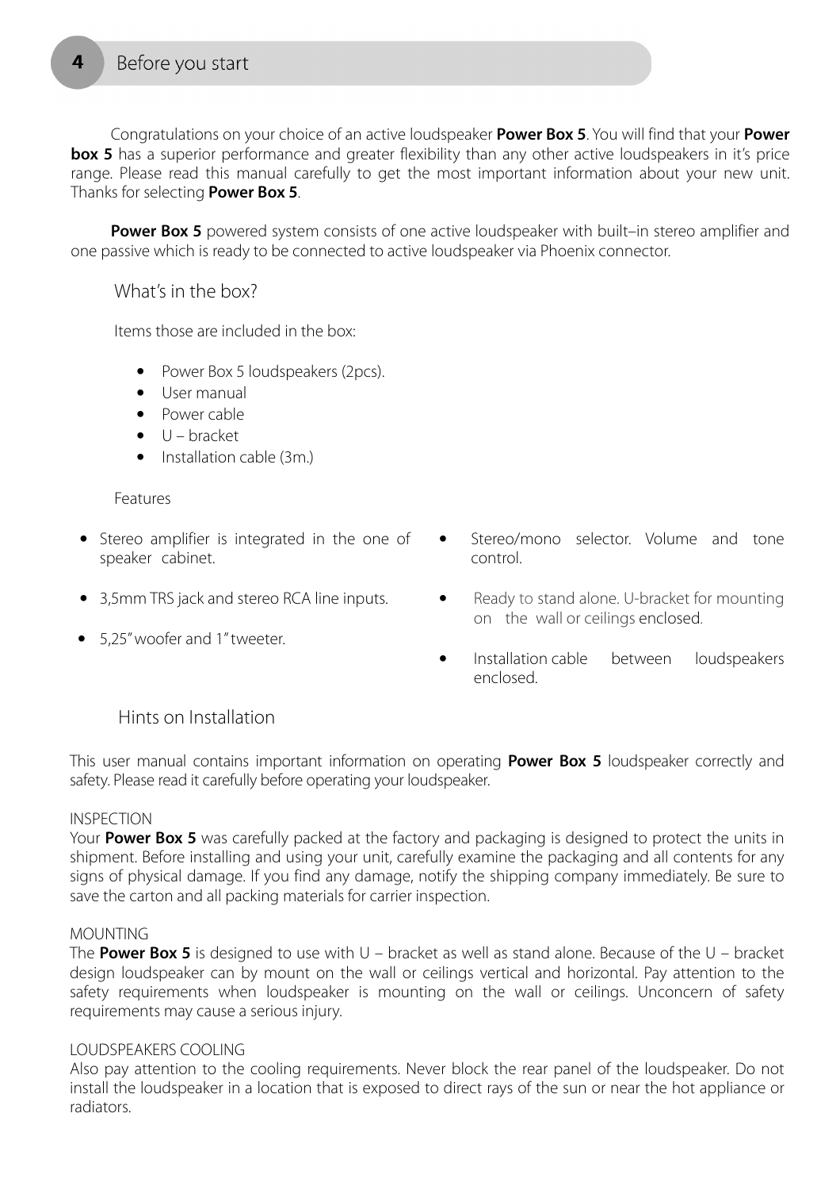## Before you start

Congratulations on your choice of an active loudspeaker **Power Box 5**. You will find that your **Power box 5** has a superior performance and greater flexibility than any other active loudspeakers in it's price range. Please read this manual carefully to get the most important information about your new unit. Thanks for selecting **Power Box 5**.

**Power Box 5** powered system consists of one active loudspeaker with built–in stereo amplifier and one passive which is ready to be connected to active loudspeaker via Phoenix connector.

### What's in the box?

Items those are included in the box:

- Power Box 5 loudspeakers (2pcs).
- User manual
- Power cable
- U – bracket
- Installation cable (3m.)

### Features

- Stereo amplifier is integrated in the one of speaker cabinet.
- 3,5mm TRS jack and stereo RCA line inputs.
- 5,25" woofer and 1" tweeter.
- Stereo/mono selector. Volume and tone control.
- Ready to stand alone. U-bracket for mounting on the wall or ceilings enclosed.
- Installation cable between loudspeakers enclosed.

### Hints on Installation

This user manual contains important information on operating **Power Box 5** loudspeaker correctly and safety. Please read it carefully before operating your loudspeaker.

INSPECTION
Your **Power Box 5** was carefully packed at the factory and packaging is designed to protect the units in shipment. Before installing and using your unit, carefully examine the packaging and all contents for any signs of physical damage. If you find any damage, notify the shipping company immediately. Be sure to save the carton and all packing materials for carrier inspection.

MOUNTING
The **Power Box 5** is designed to use with U – bracket as well as stand alone. Because of the U – bracket design loudspeaker can by mount on the wall or ceilings vertical and horizontal. Pay attention to the safety requirements when loudspeaker is mounting on the wall or ceilings. Unconcern of safety requirements may cause a serious injury.

LOUDSPEAKERS COOLING
Also pay attention to the cooling requirements. Never block the rear panel of the loudspeaker. Do not install the loudspeaker in a location that is exposed to direct rays of the sun or near the hot appliance or radiators.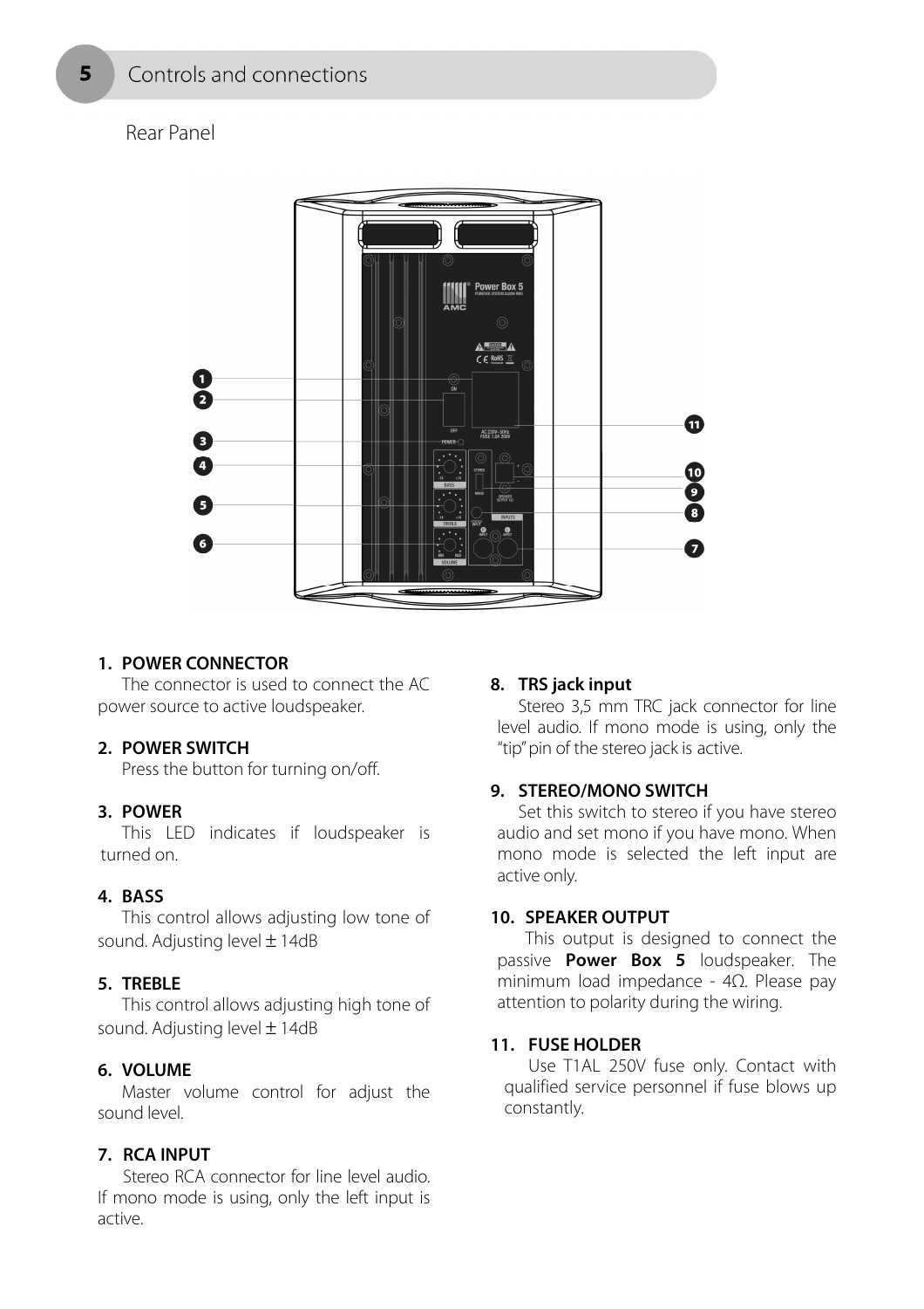# 5 Controls and connections

## Rear Panel

### 1. POWER CONNECTOR

The connector is used to connect the AC power source to active loudspeaker.

### 2. POWER SWITCH

Press the button for turning on/off.

### 3. POWER

This LED indicates if loudspeaker is turned on.

### 4. BASS

This control allows adjusting low tone of sound. Adjusting level ± 14dB

### 5. TREBLE

This control allows adjusting high tone of sound. Adjusting level ± 14dB

### 6. VOLUME

Master volume control for adjust the sound level.

### 7. RCA INPUT

Stereo RCA connector for line level audio. If mono mode is using, only the left input is active.

### 8. TRS jack input

Stereo 3,5 mm TRC jack connector for line level audio. If mono mode is using, only the "tip" pin of the stereo jack is active.

### 9. STEREO/MONO SWITCH

Set this switch to stereo if you have stereo audio and set mono if you have mono. When mono mode is selected the left input are active only.

### 10. SPEAKER OUTPUT

This output is designed to connect the passive **Power Box 5** loudspeaker. The minimum load impedance - 4Ω. Please pay attention to polarity during the wiring.

### 11. FUSE HOLDER

Use T1AL 250V fuse only. Contact with qualified service personnel if fuse blows up constantly.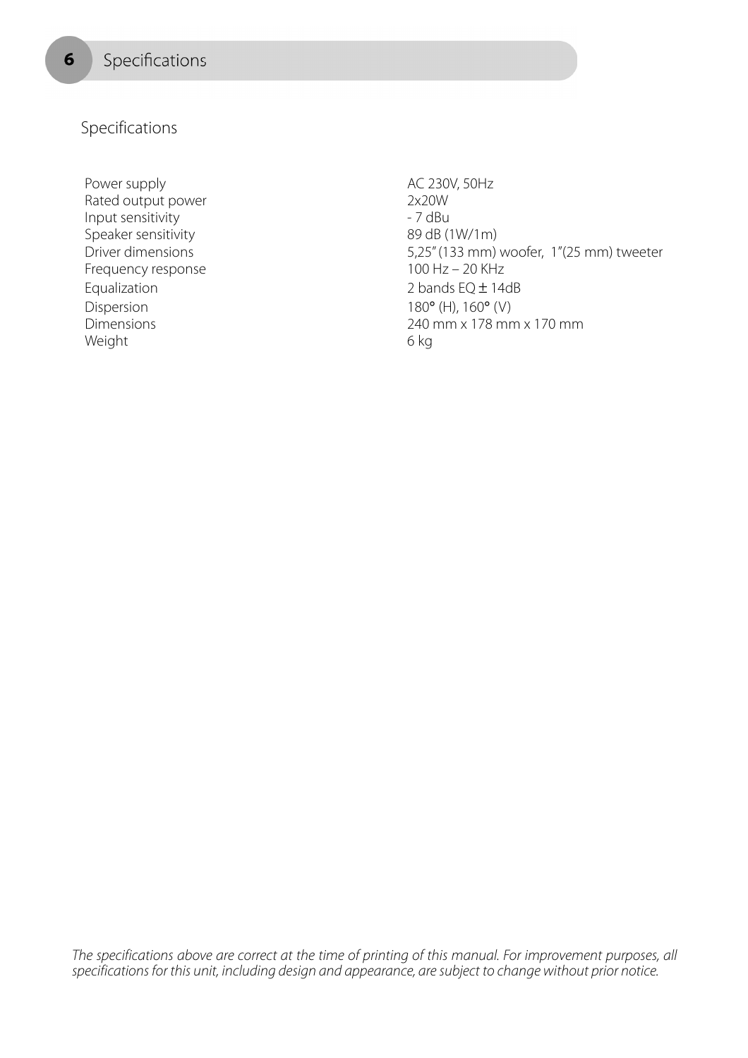# Specifications

## Specifications

| | |
|---|---|
| Power supply | AC 230V, 50Hz |
| Rated output power | 2x20W |
| Input sensitivity | - 7 dBu |
| Speaker sensitivity | 89 dB (1W/1m) |
| Driver dimensions | 5,25" (133 mm) woofer, 1"(25 mm) tweeter |
| Frequency response | 100 Hz – 20 KHz |
| Equalization | 2 bands EQ ± 14dB |
| Dispersion | 180° (H), 160° (V) |
| Dimensions | 240 mm x 178 mm x 170 mm |
| Weight | 6 kg |

*The specifications above are correct at the time of printing of this manual. For improvement purposes, all specifications for this unit, including design and appearance, are subject to change without prior notice.*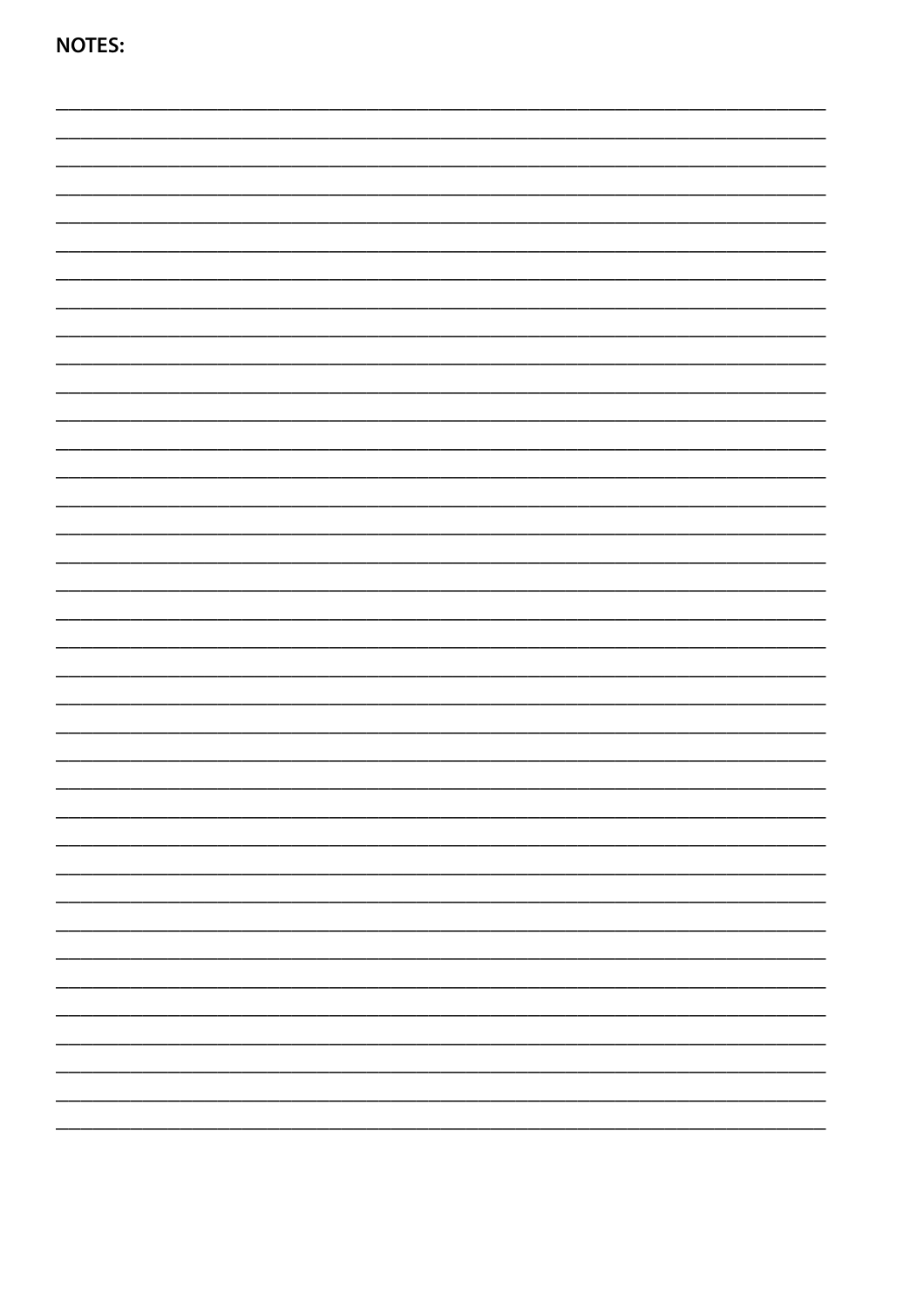**NOTES:**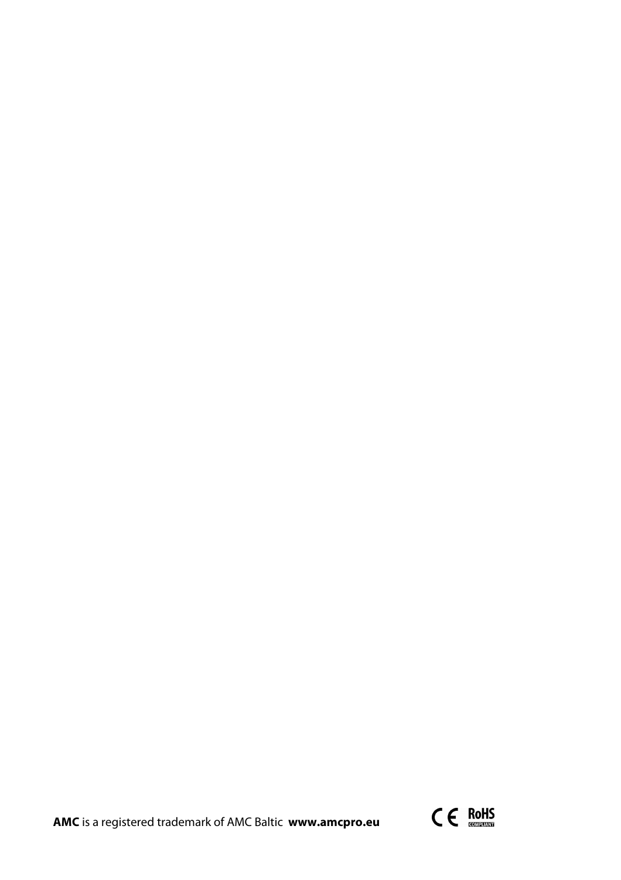**AMC** is a registered trademark of AMC Baltic **www.amcpro.eu**

CE RoHS COMPLIANT